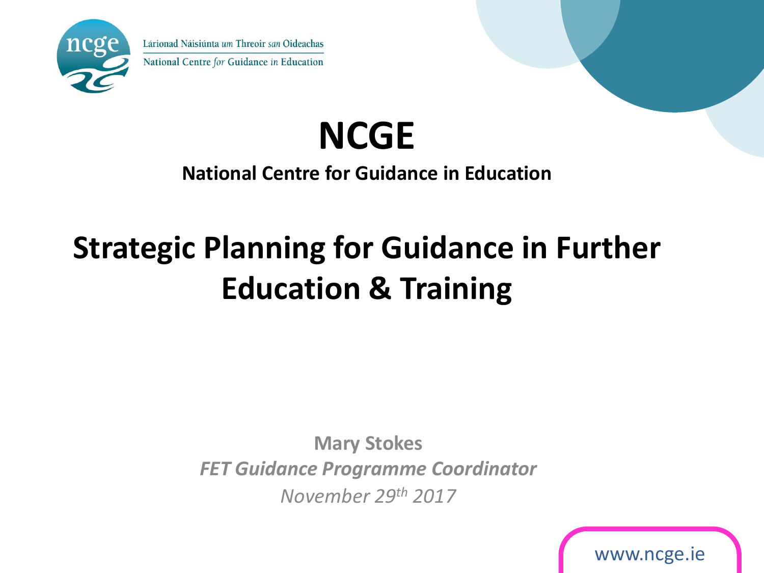Lárionad Náisiúnta *um* Threoir *san* Oideachas
National Centre *for* Guidance *in* Education

# NCGE

**National Centre for Guidance in Education**

# Strategic Planning for Guidance in Further Education & Training

**Mary Stokes**
***FET Guidance Programme Coordinator***
*November 29th 2017*

www.ncge.ie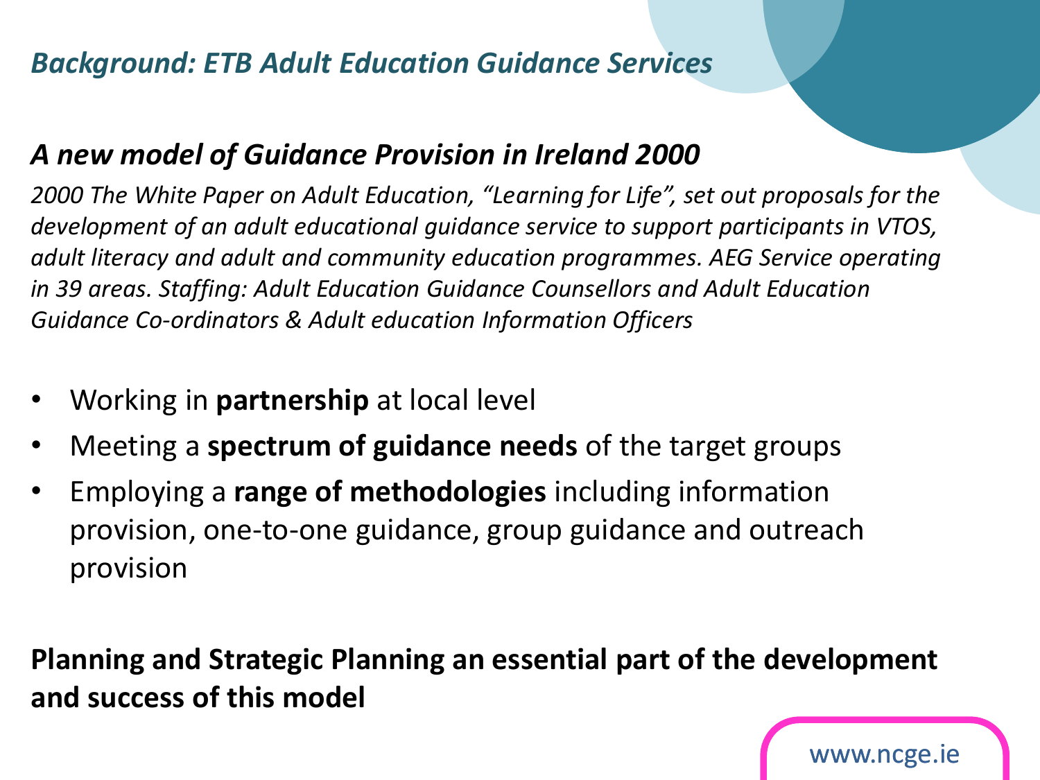## *Background: ETB Adult Education Guidance Services*

### *A new model of Guidance Provision in Ireland 2000*

*2000 The White Paper on Adult Education, "Learning for Life", set out proposals for the development of an adult educational guidance service to support participants in VTOS, adult literacy and adult and community education programmes. AEG Service operating in 39 areas. Staffing: Adult Education Guidance Counsellors and Adult Education Guidance Co-ordinators & Adult education Information Officers*

- Working in **partnership** at local level
- Meeting a **spectrum of guidance needs** of the target groups
- Employing a **range of methodologies** including information provision, one-to-one guidance, group guidance and outreach provision

**Planning and Strategic Planning an essential part of the development and success of this model**

www.ncge.ie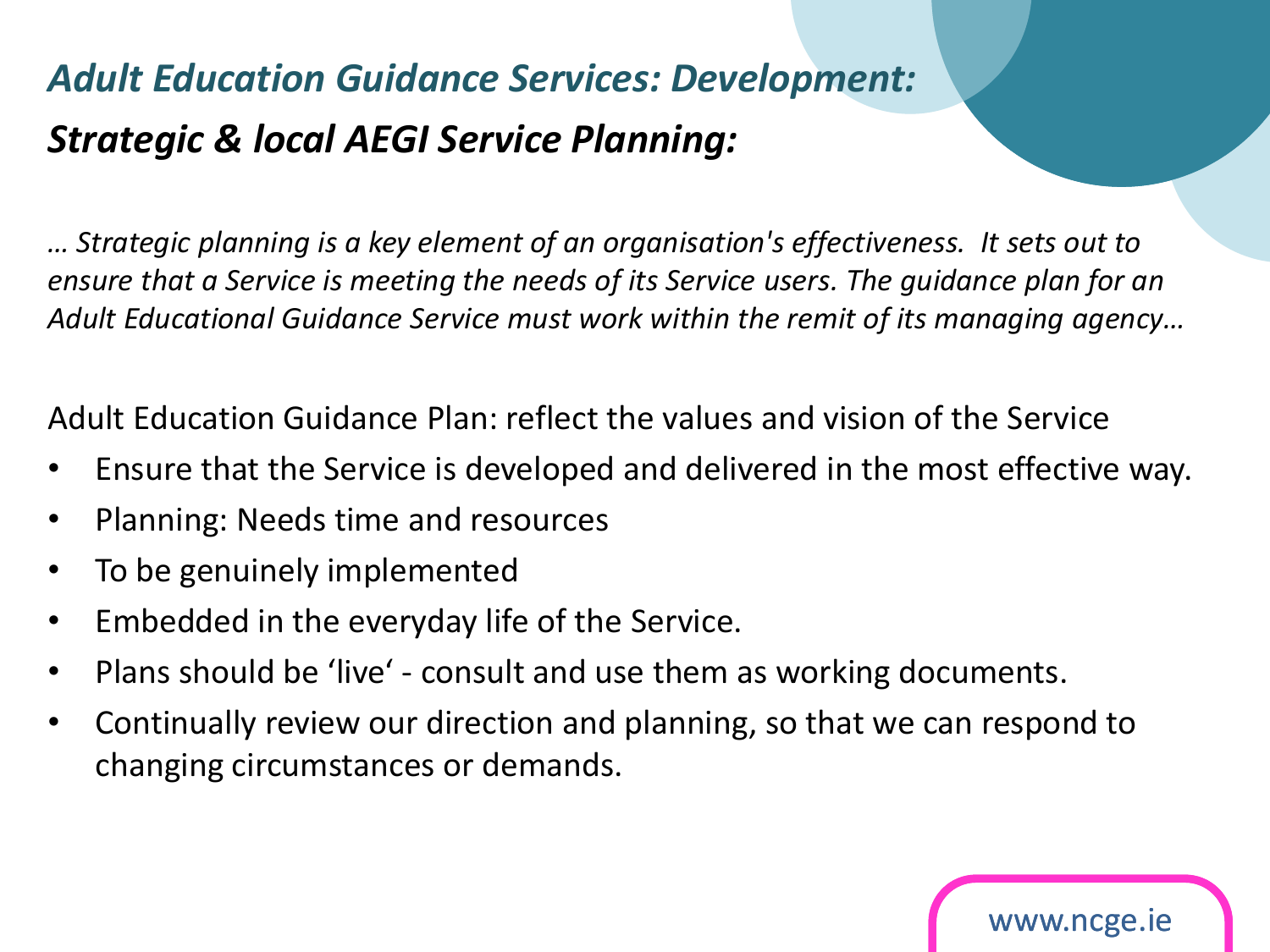## *Adult Education Guidance Services: Development:*

## *Strategic & local AEGI Service Planning:*

*… Strategic planning is a key element of an organisation's effectiveness. It sets out to ensure that a Service is meeting the needs of its Service users. The guidance plan for an Adult Educational Guidance Service must work within the remit of its managing agency…*

Adult Education Guidance Plan: reflect the values and vision of the Service

- Ensure that the Service is developed and delivered in the most effective way.
- Planning: Needs time and resources
- To be genuinely implemented
- Embedded in the everyday life of the Service.
- Plans should be 'live' - consult and use them as working documents.
- Continually review our direction and planning, so that we can respond to changing circumstances or demands.

www.ncge.ie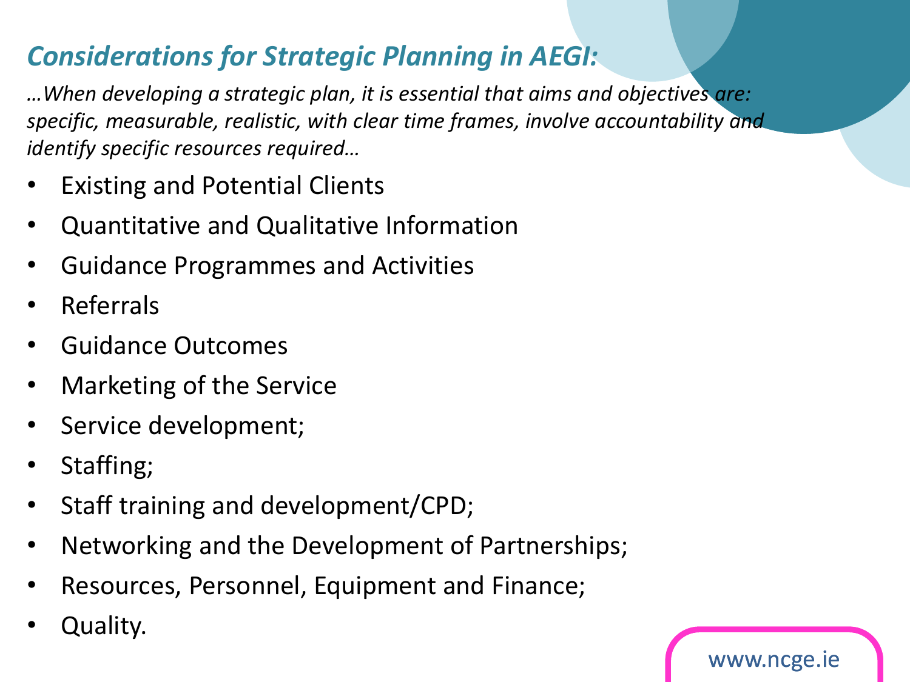## *Considerations for Strategic Planning in AEGI:*

*…When developing a strategic plan, it is essential that aims and objectives are: specific, measurable, realistic, with clear time frames, involve accountability and identify specific resources required…*

- Existing and Potential Clients
- Quantitative and Qualitative Information
- Guidance Programmes and Activities
- Referrals
- Guidance Outcomes
- Marketing of the Service
- Service development;
- Staffing;
- Staff training and development/CPD;
- Networking and the Development of Partnerships;
- Resources, Personnel, Equipment and Finance;
- Quality.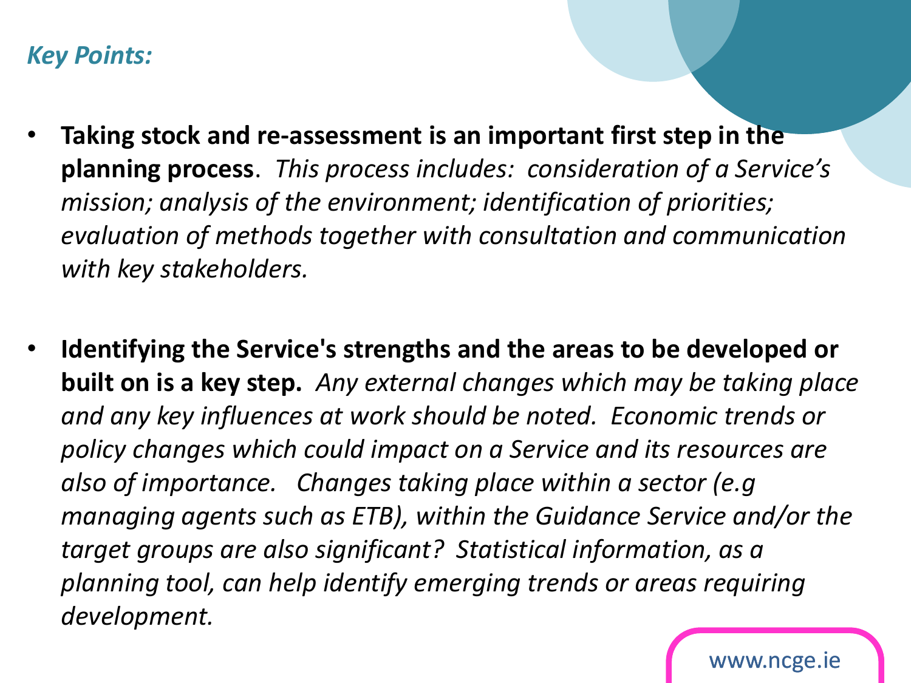### *Key Points:*

- **Taking stock and re-assessment is an important first step in the planning process**. *This process includes: consideration of a Service's mission; analysis of the environment; identification of priorities; evaluation of methods together with consultation and communication with key stakeholders.*

- **Identifying the Service's strengths and the areas to be developed or built on is a key step.** *Any external changes which may be taking place and any key influences at work should be noted. Economic trends or policy changes which could impact on a Service and its resources are also of importance. Changes taking place within a sector (e.g managing agents such as ETB), within the Guidance Service and/or the target groups are also significant? Statistical information, as a planning tool, can help identify emerging trends or areas requiring development.*

www.ncge.ie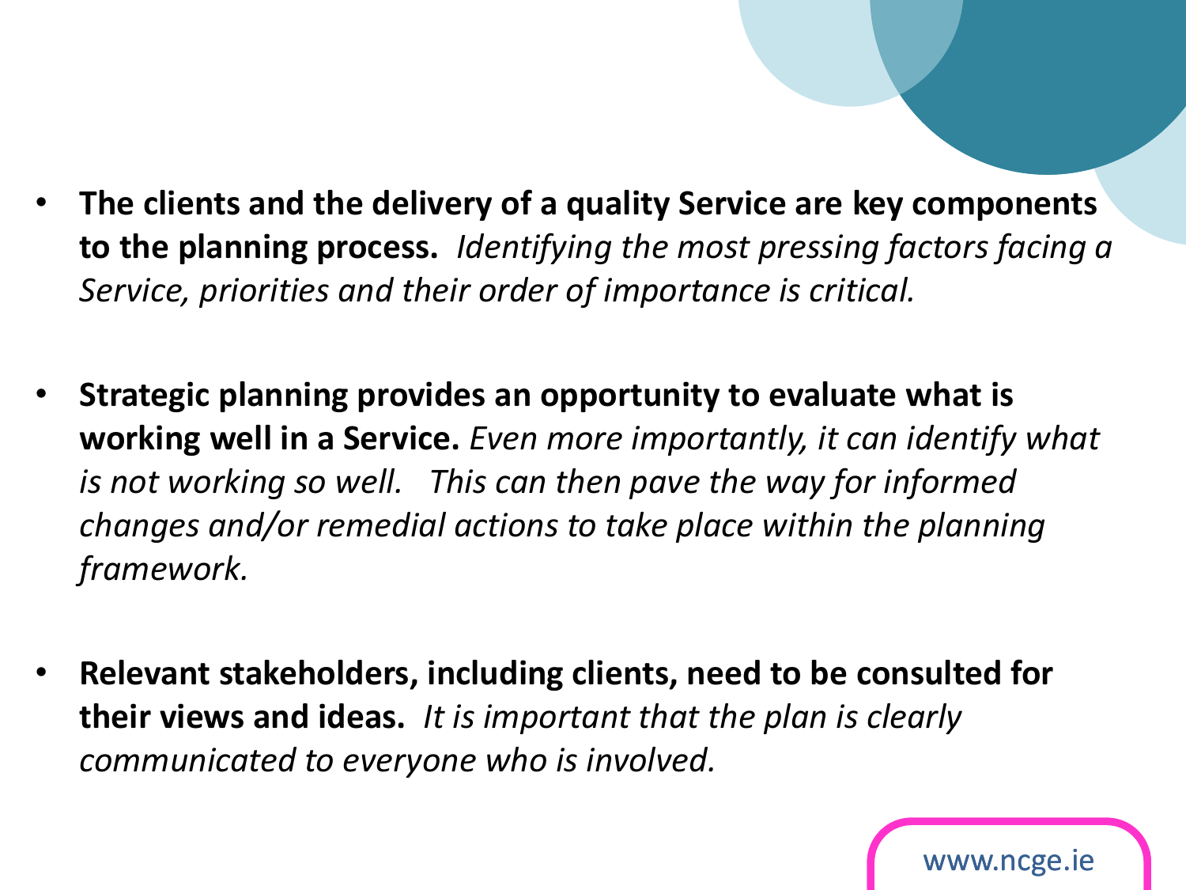- **The clients and the delivery of a quality Service are key components to the planning process.** *Identifying the most pressing factors facing a Service, priorities and their order of importance is critical.*

- **Strategic planning provides an opportunity to evaluate what is working well in a Service.** *Even more importantly, it can identify what is not working so well. This can then pave the way for informed changes and/or remedial actions to take place within the planning framework.*

- **Relevant stakeholders, including clients, need to be consulted for their views and ideas.** *It is important that the plan is clearly communicated to everyone who is involved.*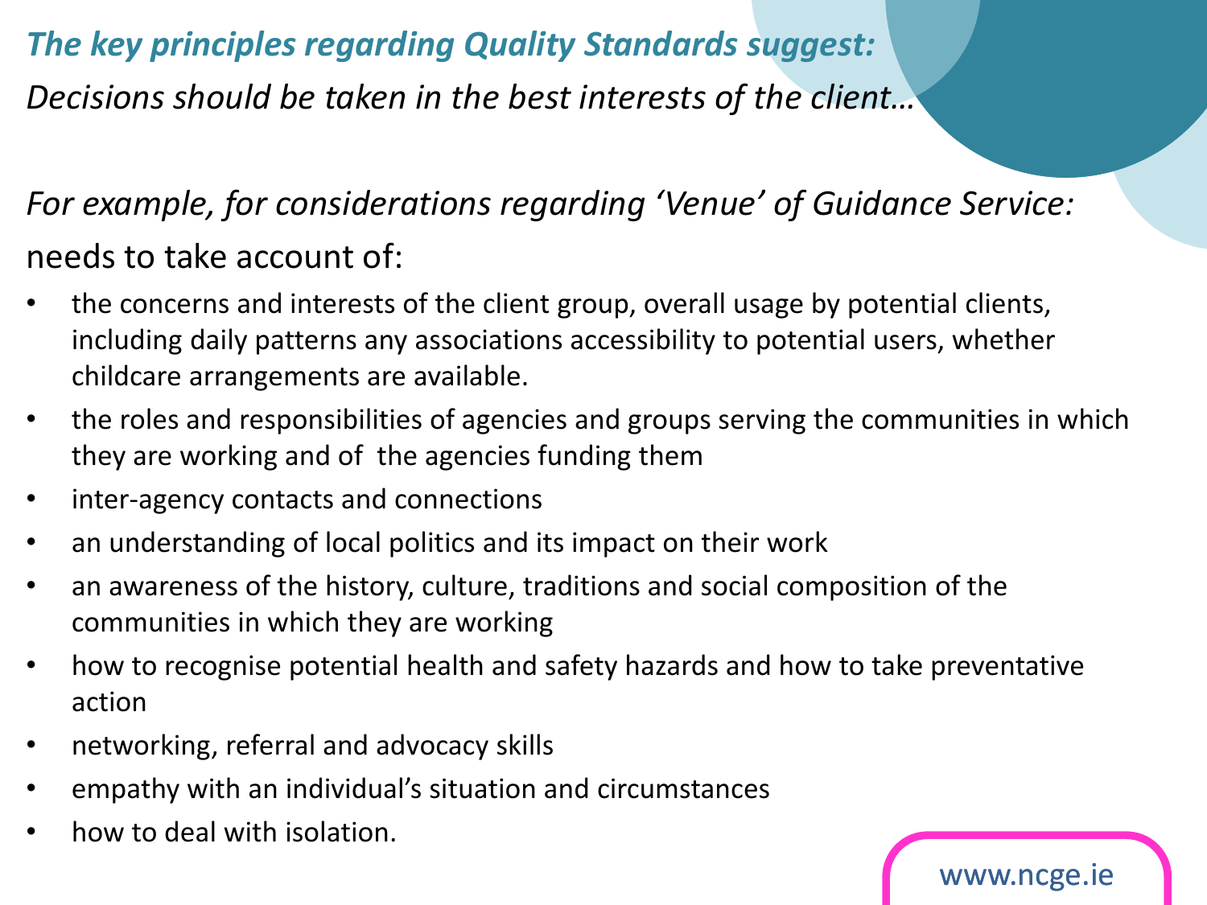***The key principles regarding Quality Standards suggest:***

*Decisions should be taken in the best interests of the client…*

*For example, for considerations regarding 'Venue' of Guidance Service:*

needs to take account of:

- the concerns and interests of the client group, overall usage by potential clients, including daily patterns any associations accessibility to potential users, whether childcare arrangements are available.
- the roles and responsibilities of agencies and groups serving the communities in which they are working and of the agencies funding them
- inter-agency contacts and connections
- an understanding of local politics and its impact on their work
- an awareness of the history, culture, traditions and social composition of the communities in which they are working
- how to recognise potential health and safety hazards and how to take preventative action
- networking, referral and advocacy skills
- empathy with an individual's situation and circumstances
- how to deal with isolation.

www.ncge.ie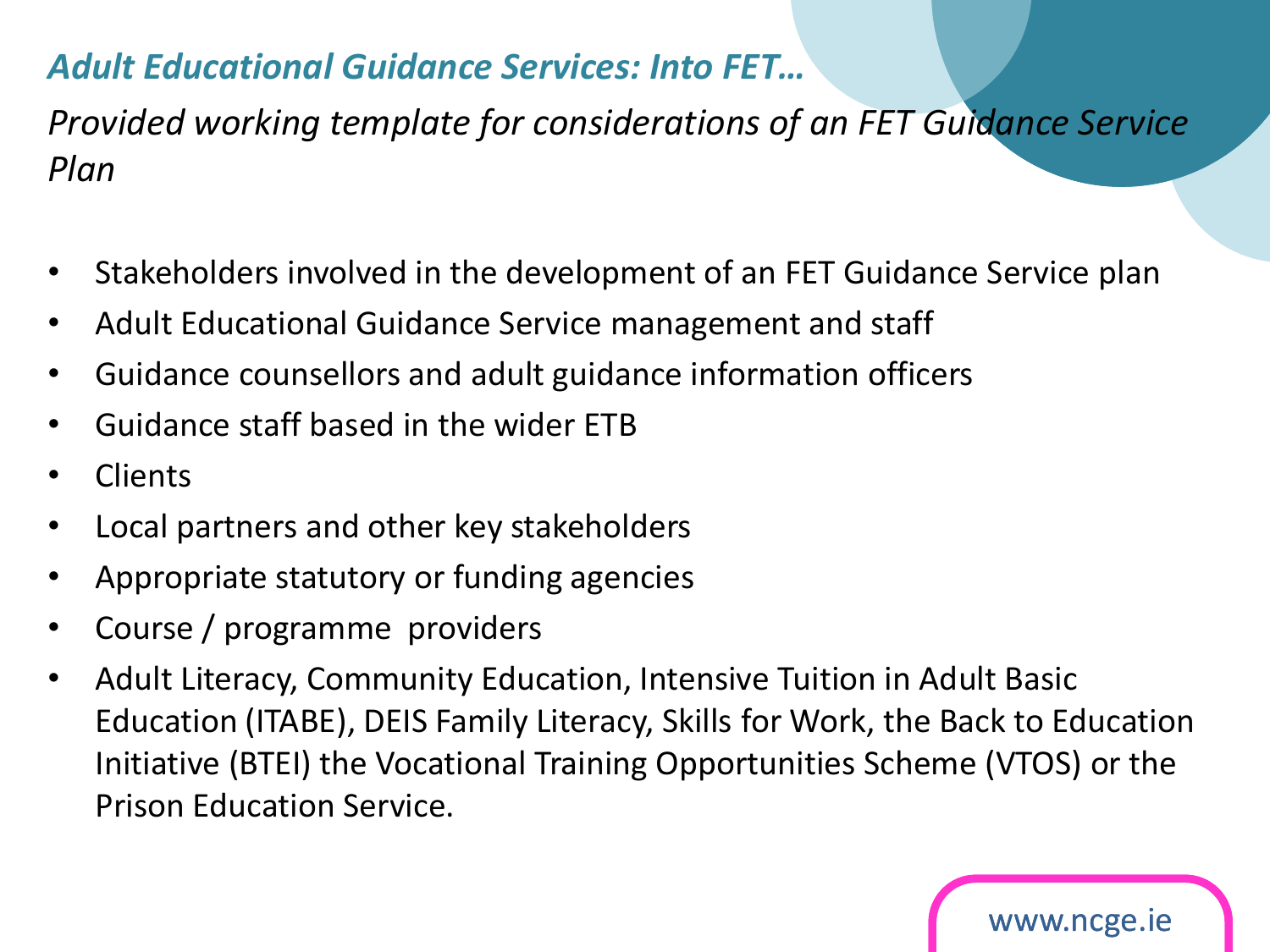## *Adult Educational Guidance Services: Into FET…*

*Provided working template for considerations of an FET Guidance Service Plan*

- Stakeholders involved in the development of an FET Guidance Service plan
- Adult Educational Guidance Service management and staff
- Guidance counsellors and adult guidance information officers
- Guidance staff based in the wider ETB
- Clients
- Local partners and other key stakeholders
- Appropriate statutory or funding agencies
- Course / programme providers
- Adult Literacy, Community Education, Intensive Tuition in Adult Basic Education (ITABE), DEIS Family Literacy, Skills for Work, the Back to Education Initiative (BTEI) the Vocational Training Opportunities Scheme (VTOS) or the Prison Education Service.

www.ncge.ie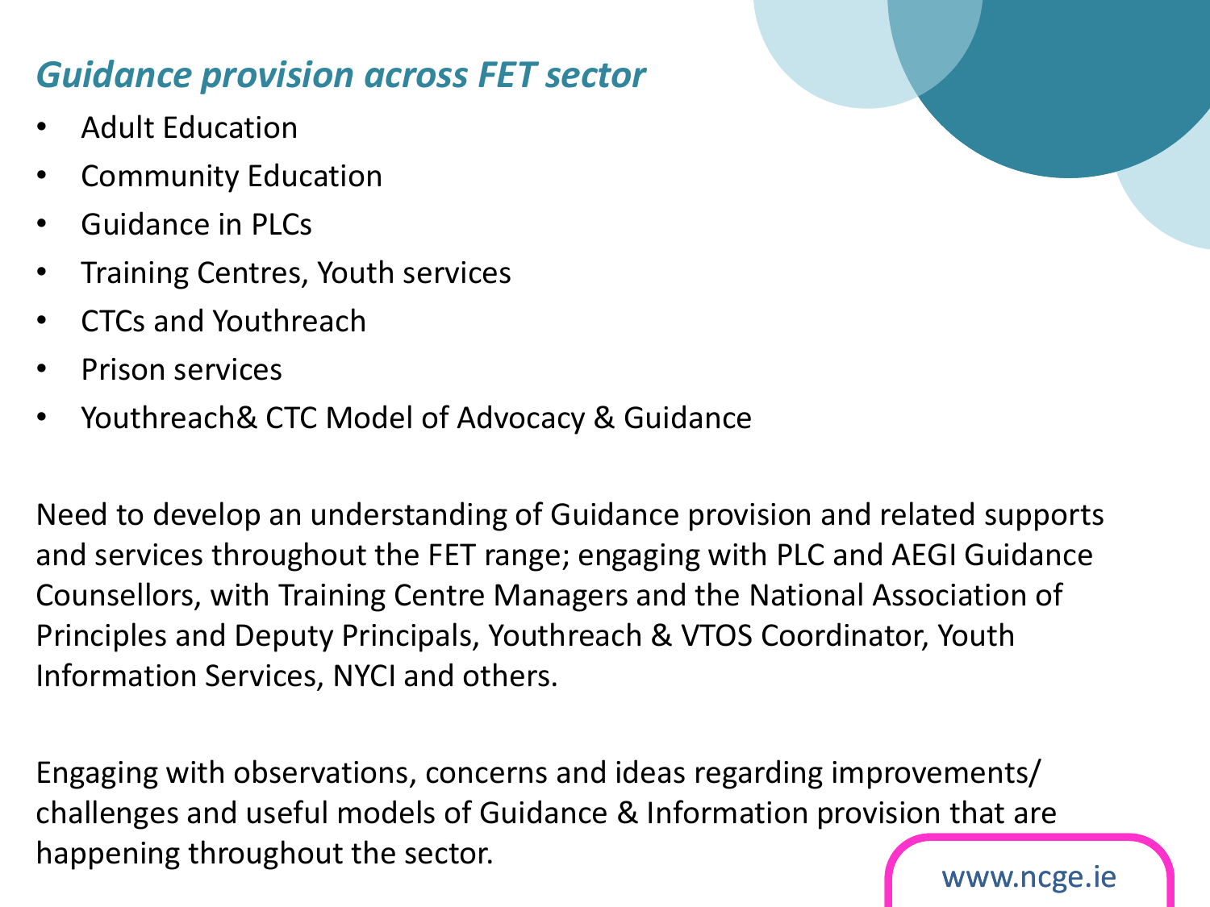## *Guidance provision across FET sector*

- Adult Education
- Community Education
- Guidance in PLCs
- Training Centres, Youth services
- CTCs and Youthreach
- Prison services
- Youthreach& CTC Model of Advocacy & Guidance

Need to develop an understanding of Guidance provision and related supports and services throughout the FET range; engaging with PLC and AEGI Guidance Counsellors, with Training Centre Managers and the National Association of Principles and Deputy Principals, Youthreach & VTOS Coordinator, Youth Information Services, NYCI and others.

Engaging with observations, concerns and ideas regarding improvements/ challenges and useful models of Guidance & Information provision that are happening throughout the sector.

www.ncge.ie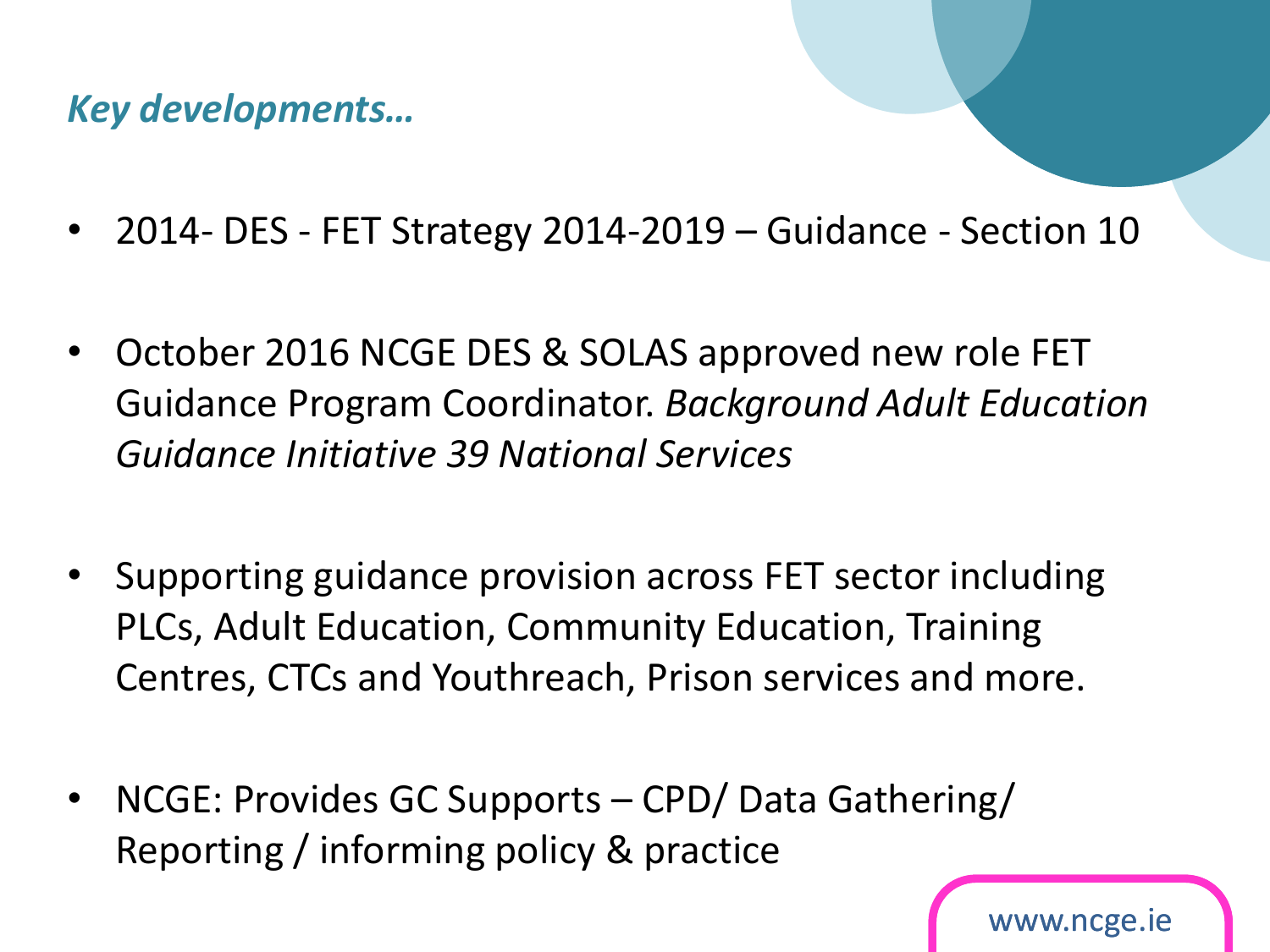## *Key developments…*

- 2014- DES - FET Strategy 2014-2019 – Guidance - Section 10
- October 2016 NCGE DES & SOLAS approved new role FET Guidance Program Coordinator. *Background Adult Education Guidance Initiative 39 National Services*
- Supporting guidance provision across FET sector including PLCs, Adult Education, Community Education, Training Centres, CTCs and Youthreach, Prison services and more.
- NCGE: Provides GC Supports – CPD/ Data Gathering/ Reporting / informing policy & practice

www.ncge.ie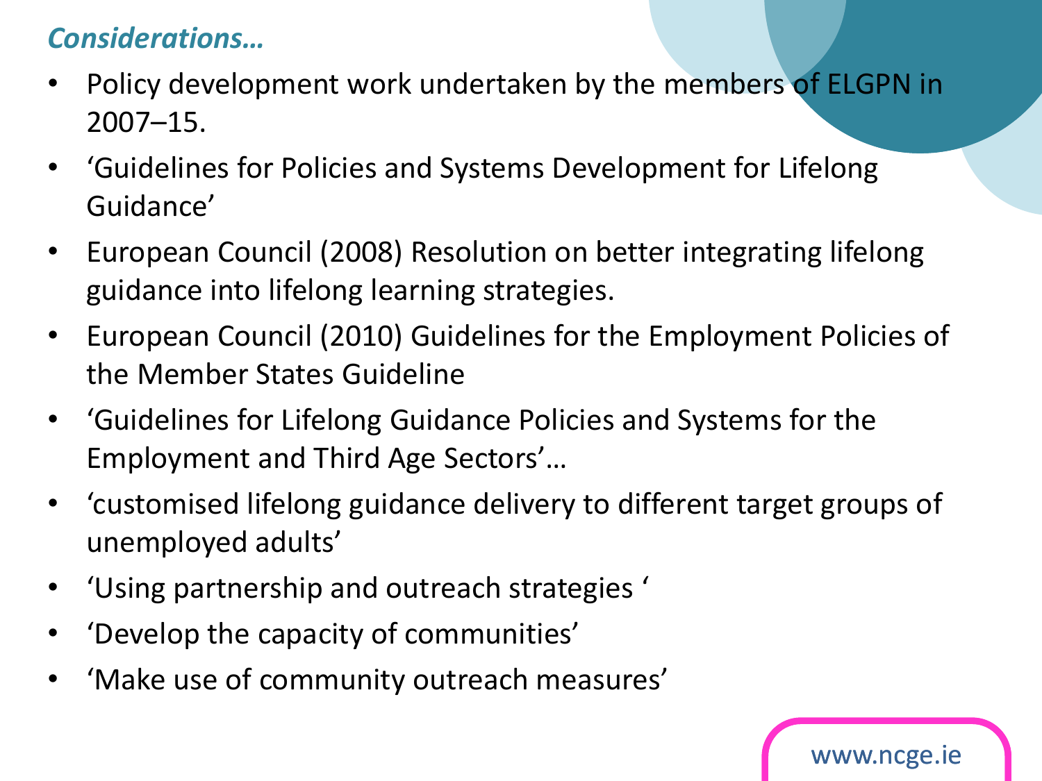### *Considerations…*

- Policy development work undertaken by the members of ELGPN in 2007–15.
- 'Guidelines for Policies and Systems Development for Lifelong Guidance'
- European Council (2008) Resolution on better integrating lifelong guidance into lifelong learning strategies.
- European Council (2010) Guidelines for the Employment Policies of the Member States Guideline
- 'Guidelines for Lifelong Guidance Policies and Systems for the Employment and Third Age Sectors'…
- 'customised lifelong guidance delivery to different target groups of unemployed adults'
- 'Using partnership and outreach strategies '
- 'Develop the capacity of communities'
- 'Make use of community outreach measures'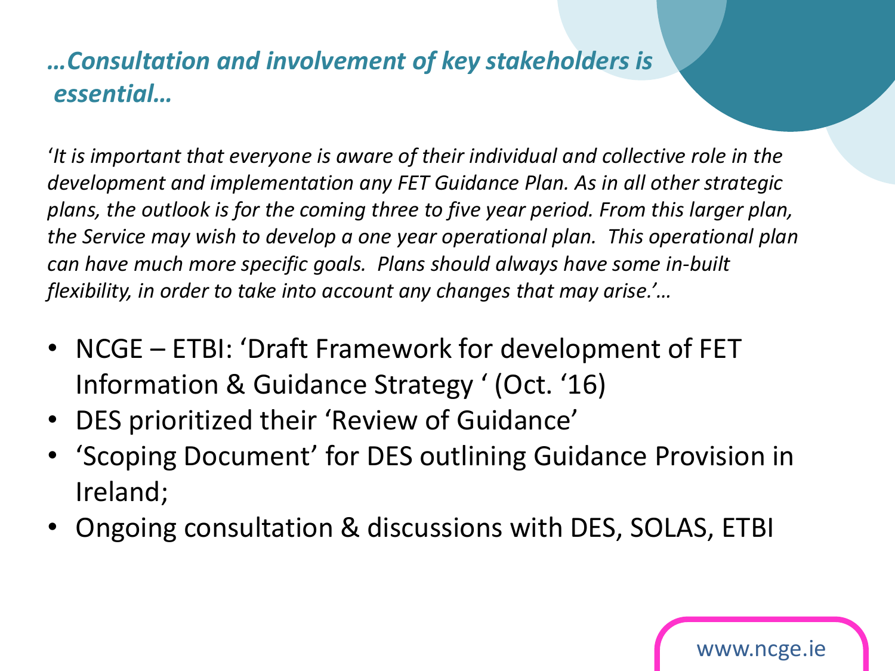## *…Consultation and involvement of key stakeholders is essential…*

*'It is important that everyone is aware of their individual and collective role in the development and implementation any FET Guidance Plan. As in all other strategic plans, the outlook is for the coming three to five year period. From this larger plan, the Service may wish to develop a one year operational plan. This operational plan can have much more specific goals. Plans should always have some in-built flexibility, in order to take into account any changes that may arise.'…*

- NCGE – ETBI: 'Draft Framework for development of FET Information & Guidance Strategy ' (Oct. '16)
- DES prioritized their 'Review of Guidance'
- 'Scoping Document' for DES outlining Guidance Provision in Ireland;
- Ongoing consultation & discussions with DES, SOLAS, ETBI

www.ncge.ie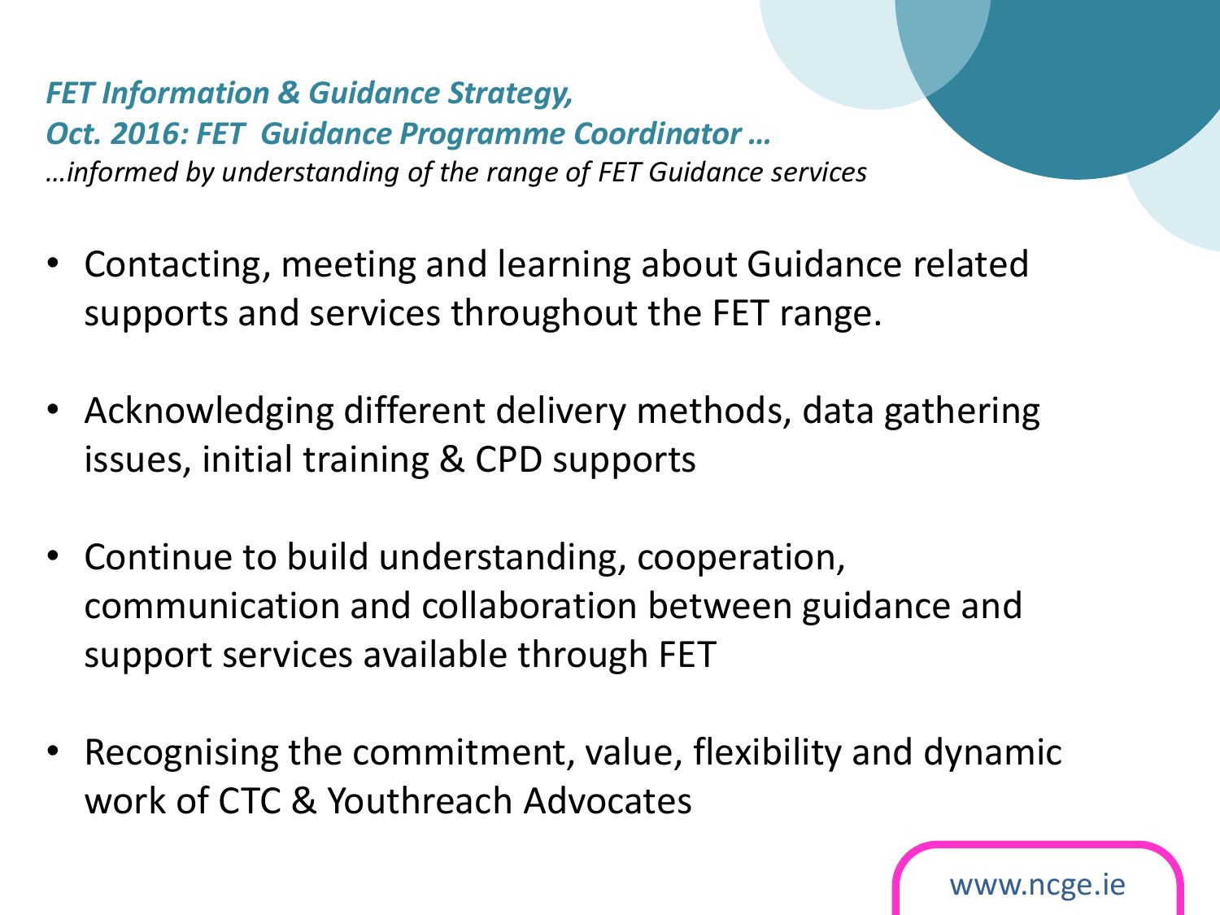## *FET Information & Guidance Strategy, Oct. 2016: FET Guidance Programme Coordinator …*

*…informed by understanding of the range of FET Guidance services*

- Contacting, meeting and learning about Guidance related supports and services throughout the FET range.
- Acknowledging different delivery methods, data gathering issues, initial training & CPD supports
- Continue to build understanding, cooperation, communication and collaboration between guidance and support services available through FET
- Recognising the commitment, value, flexibility and dynamic work of CTC & Youthreach Advocates

www.ncge.ie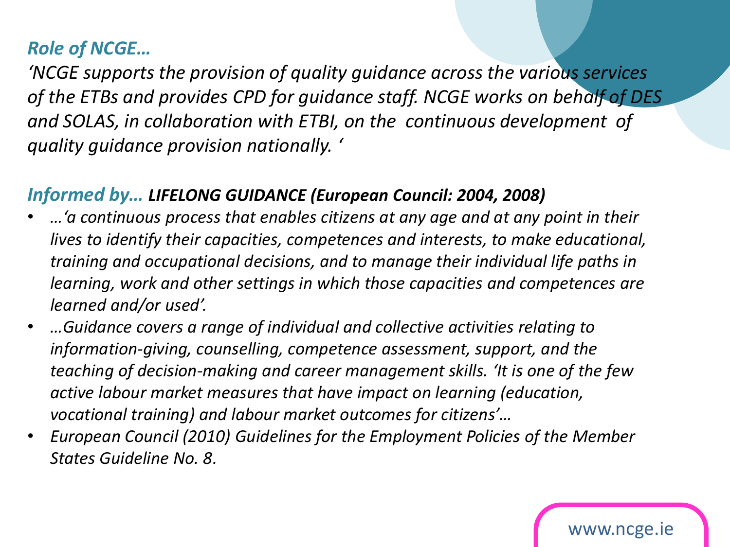*Role of NCGE…*

*'NCGE supports the provision of quality guidance across the various services of the ETBs and provides CPD for guidance staff. NCGE works on behalf of DES and SOLAS, in collaboration with ETBI, on the continuous development of quality guidance provision nationally. '*

*Informed by…* ***LIFELONG GUIDANCE (European Council: 2004, 2008)***

- *…'a continuous process that enables citizens at any age and at any point in their lives to identify their capacities, competences and interests, to make educational, training and occupational decisions, and to manage their individual life paths in learning, work and other settings in which those capacities and competences are learned and/or used'.*
- *…Guidance covers a range of individual and collective activities relating to information-giving, counselling, competence assessment, support, and the teaching of decision-making and career management skills. 'It is one of the few active labour market measures that have impact on learning (education, vocational training) and labour market outcomes for citizens'…*
- *European Council (2010) Guidelines for the Employment Policies of the Member States Guideline No. 8.*

www.ncge.ie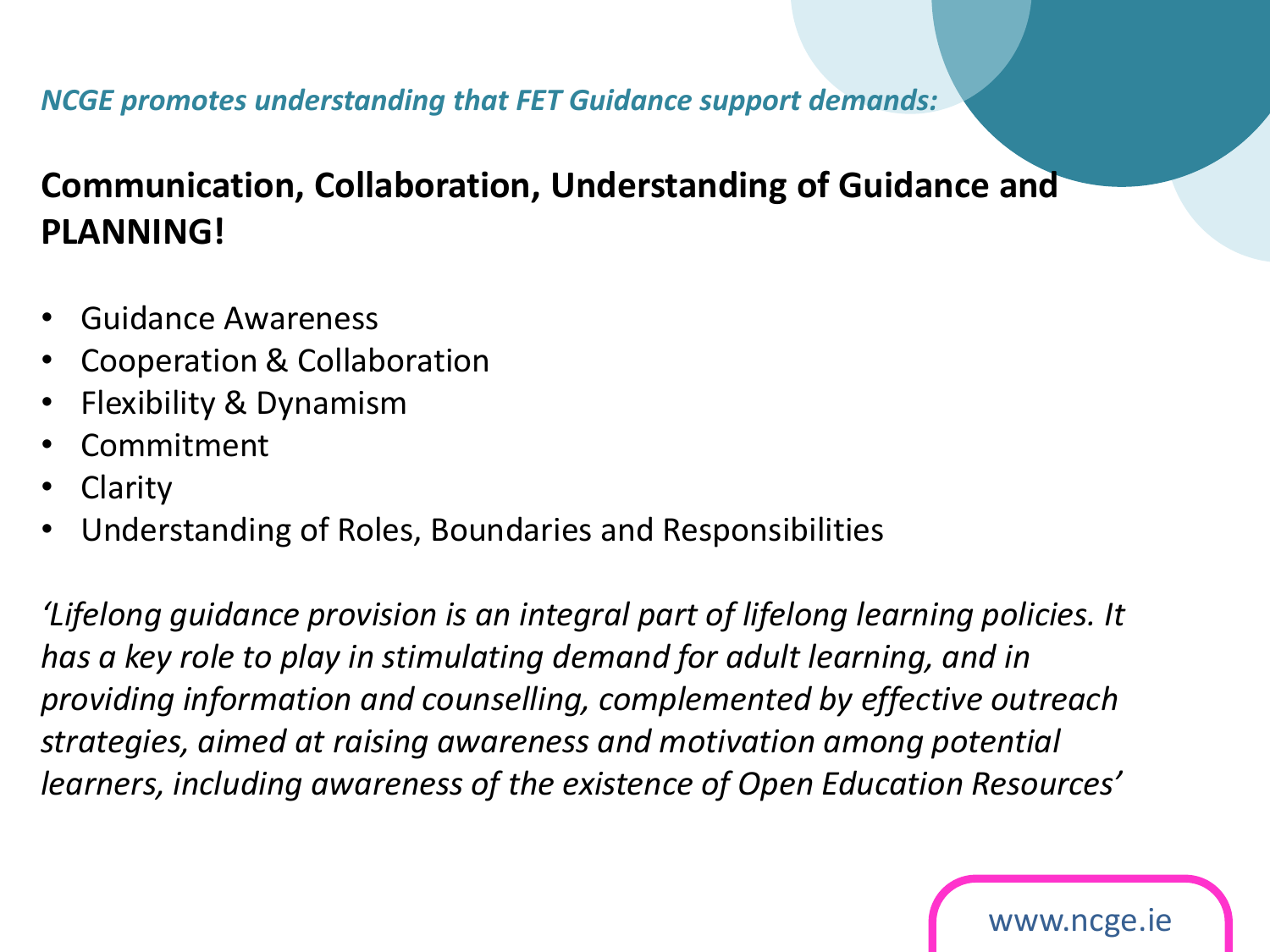*NCGE promotes understanding that FET Guidance support demands:*

**Communication, Collaboration, Understanding of Guidance and PLANNING!**

- Guidance Awareness
- Cooperation & Collaboration
- Flexibility & Dynamism
- Commitment
- Clarity
- Understanding of Roles, Boundaries and Responsibilities

*'Lifelong guidance provision is an integral part of lifelong learning policies. It has a key role to play in stimulating demand for adult learning, and in providing information and counselling, complemented by effective outreach strategies, aimed at raising awareness and motivation among potential learners, including awareness of the existence of Open Education Resources'*

www.ncge.ie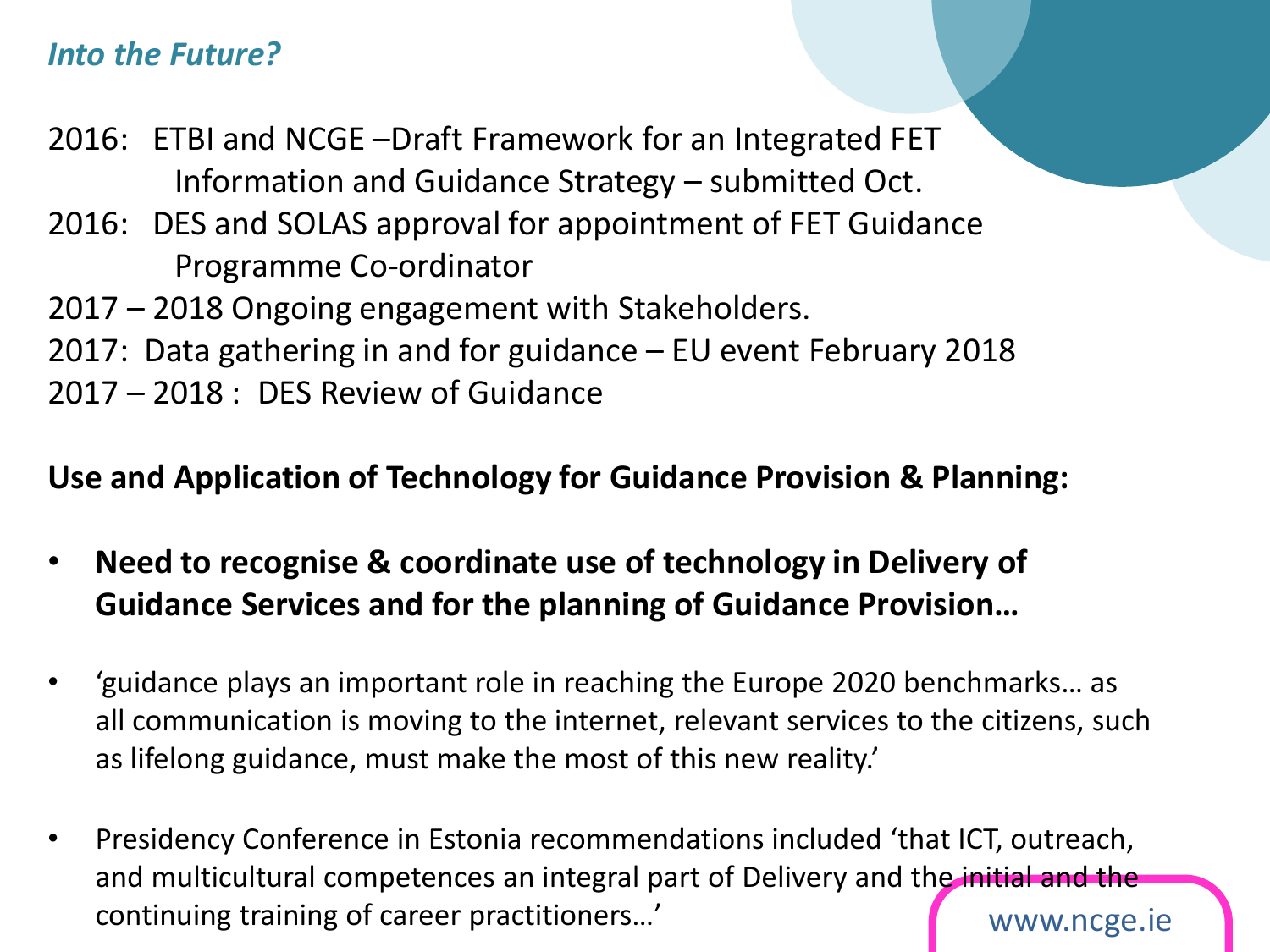## *Into the Future?*

2016: ETBI and NCGE –Draft Framework for an Integrated FET Information and Guidance Strategy – submitted Oct.

2016: DES and SOLAS approval for appointment of FET Guidance Programme Co-ordinator

2017 – 2018 Ongoing engagement with Stakeholders.

2017: Data gathering in and for guidance – EU event February 2018

2017 – 2018 : DES Review of Guidance

**Use and Application of Technology for Guidance Provision & Planning:**

- **Need to recognise & coordinate use of technology in Delivery of Guidance Services and for the planning of Guidance Provision…**
- 'guidance plays an important role in reaching the Europe 2020 benchmarks… as all communication is moving to the internet, relevant services to the citizens, such as lifelong guidance, must make the most of this new reality.'
- Presidency Conference in Estonia recommendations included 'that ICT, outreach, and multicultural competences an integral part of Delivery and the initial and the continuing training of career practitioners…'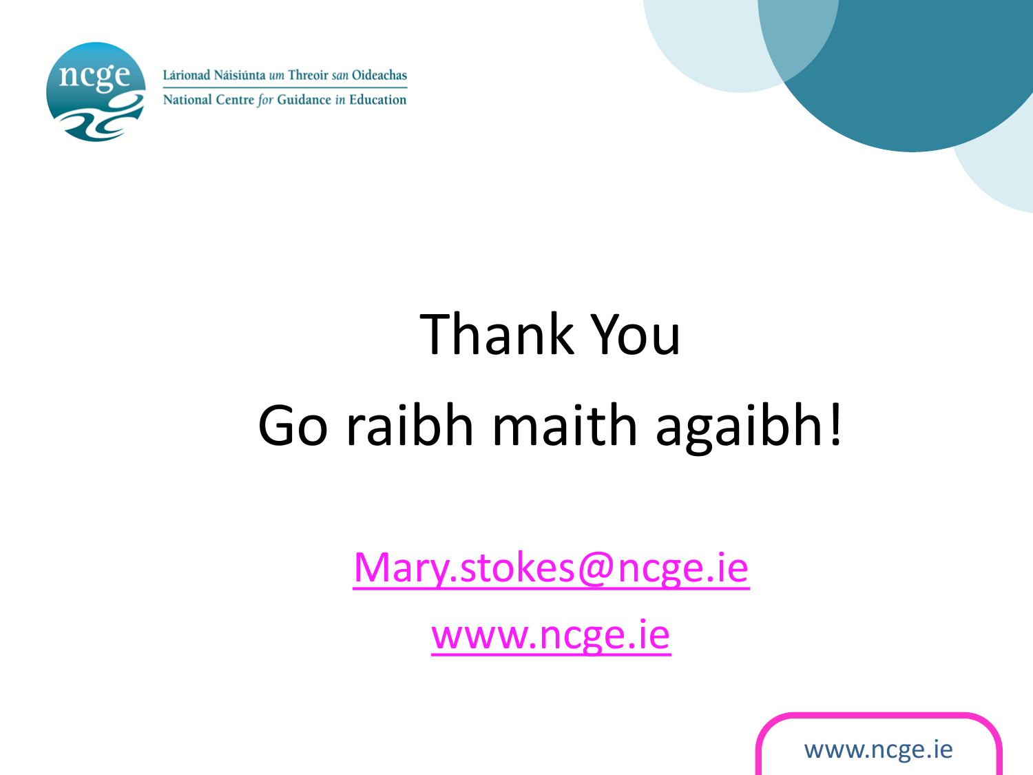Lárionad Náisiúnta *um* Threoir *san* Oideachas

National Centre *for* Guidance *in* Education

# Thank You

# Go raibh maith agaibh!

Mary.stokes@ncge.ie

www.ncge.ie